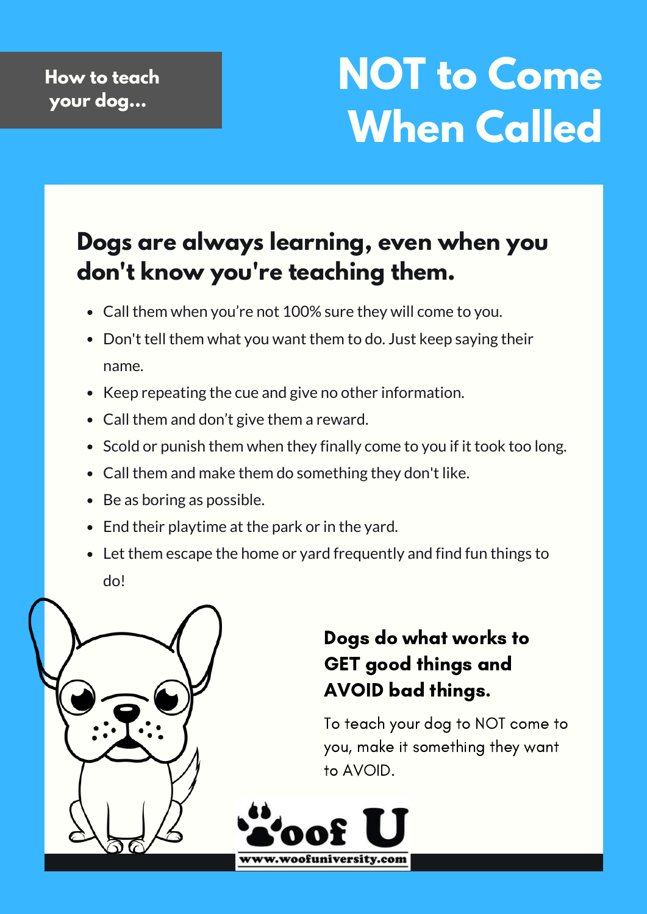How to teach your dog...

# NOT to Come When Called

## Dogs are always learning, even when you don't know you're teaching them.

- Call them when you're not 100% sure they will come to you.
- Don't tell them what you want them to do. Just keep saying their name.
- Keep repeating the cue and give no other information.
- Call them and don't give them a reward.
- Scold or punish them when they finally come to you if it took too long.
- Call them and make them do something they don't like.
- Be as boring as possible.
- End their playtime at the park or in the yard.
- Let them escape the home or yard frequently and find fun things to do!

### Dogs do what works to GET good things and AVOID bad things.

To teach your dog to NOT come to you, make it something they want to AVOID.

Woof U
www.woofuniversity.com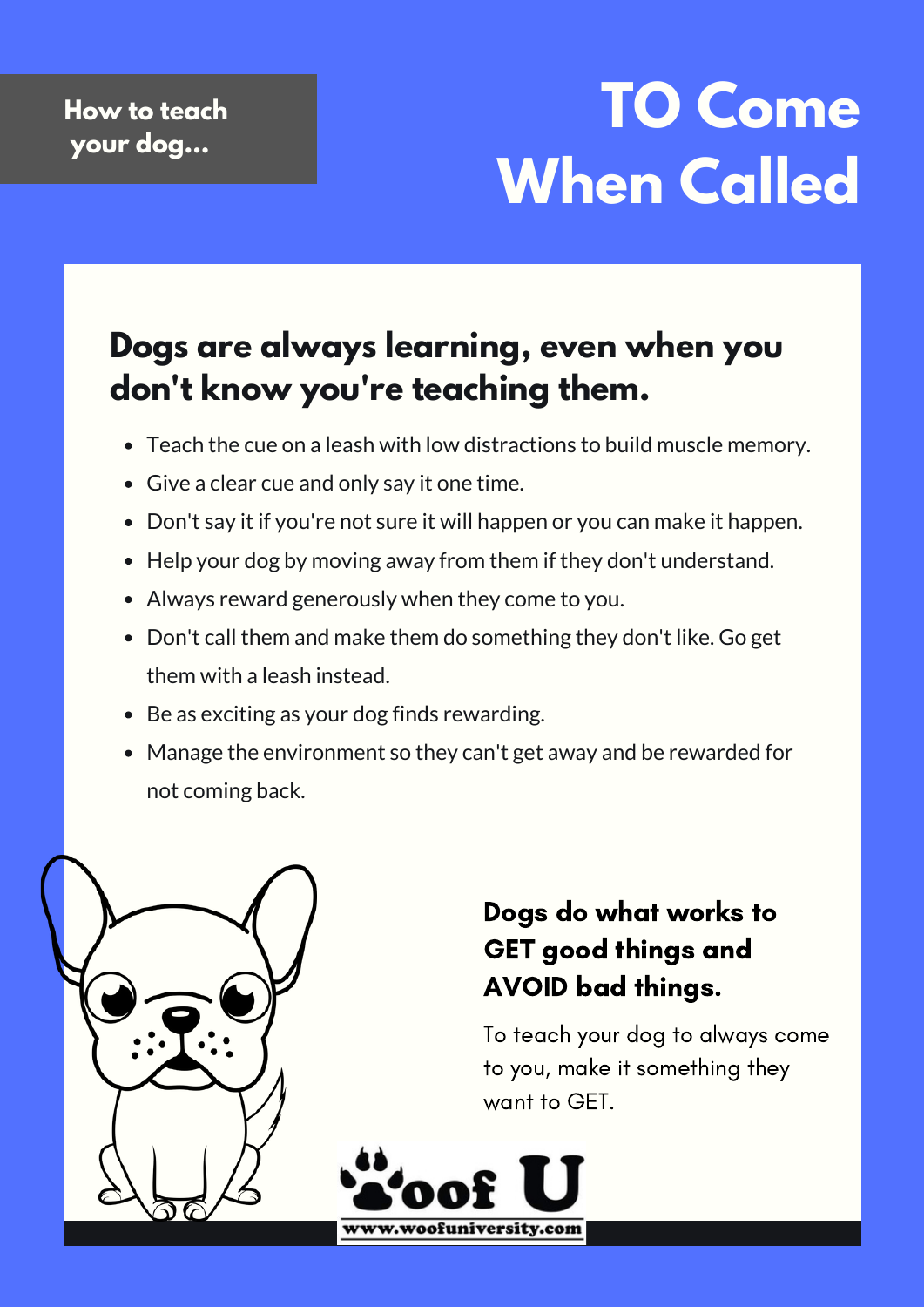How to teach your dog...

# TO Come When Called

## Dogs are always learning, even when you don't know you're teaching them.

- Teach the cue on a leash with low distractions to build muscle memory.
- Give a clear cue and only say it one time.
- Don't say it if you're not sure it will happen or you can make it happen.
- Help your dog by moving away from them if they don't understand.
- Always reward generously when they come to you.
- Don't call them and make them do something they don't like. Go get them with a leash instead.
- Be as exciting as your dog finds rewarding.
- Manage the environment so they can't get away and be rewarded for not coming back.

### Dogs do what works to GET good things and AVOID bad things.

To teach your dog to always come to you, make it something they want to GET.

Woof U

www.woofuniversity.com